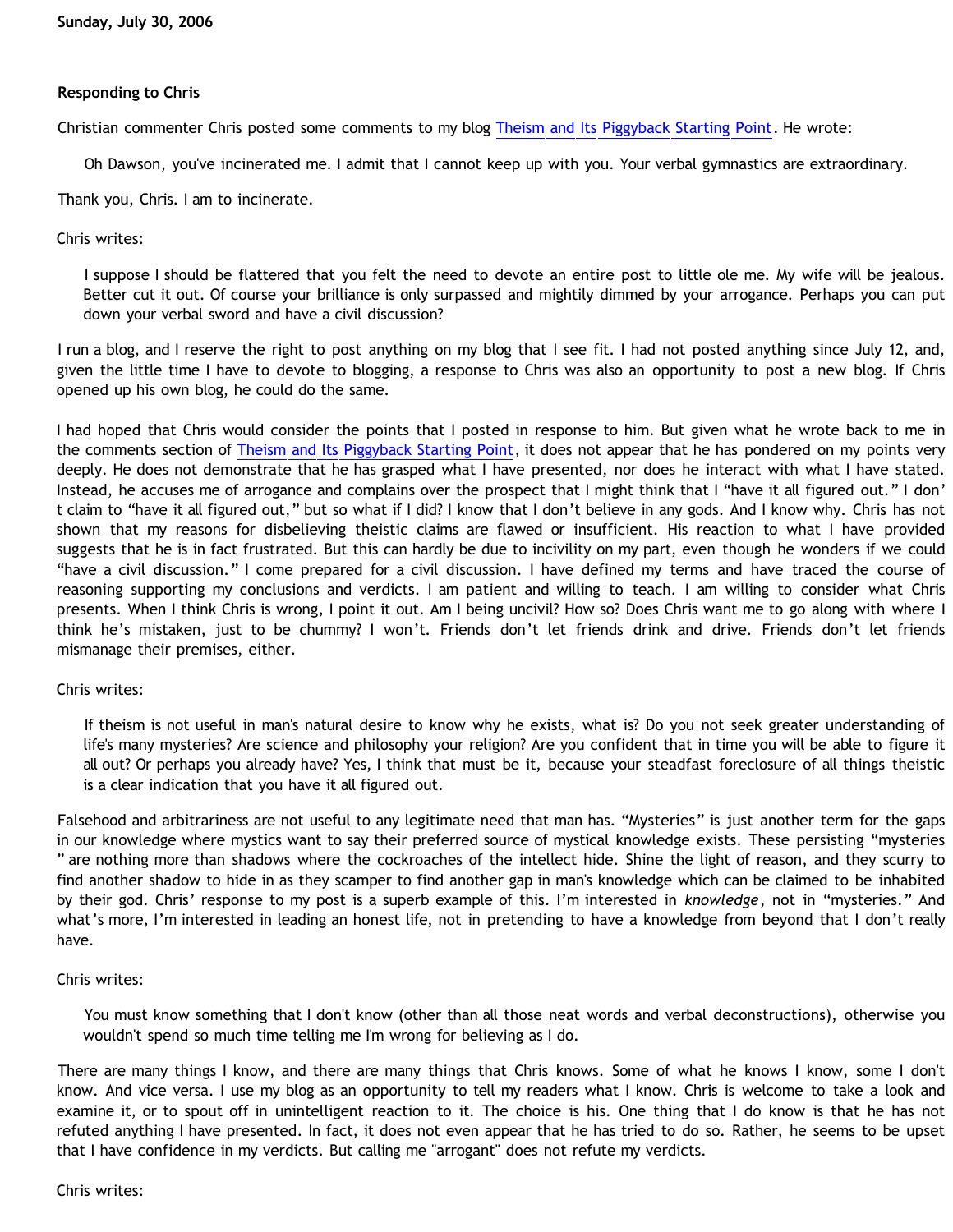Sunday, July 30, 2006

### Responding to Chris

Christian commenter Chris posted some comments to my blog Theism and Its Piggyback Starting Point. He wrote:

> Oh Dawson, you've incinerated me. I admit that I cannot keep up with you. Your verbal gymnastics are extraordinary.

Thank you, Chris. I am to incinerate.

Chris writes:

> I suppose I should be flattered that you felt the need to devote an entire post to little ole me. My wife will be jealous. Better cut it out. Of course your brilliance is only surpassed and mightily dimmed by your arrogance. Perhaps you can put down your verbal sword and have a civil discussion?

I run a blog, and I reserve the right to post anything on my blog that I see fit. I had not posted anything since July 12, and, given the little time I have to devote to blogging, a response to Chris was also an opportunity to post a new blog. If Chris opened up his own blog, he could do the same.

I had hoped that Chris would consider the points that I posted in response to him. But given what he wrote back to me in the comments section of Theism and Its Piggyback Starting Point, it does not appear that he has pondered on my points very deeply. He does not demonstrate that he has grasped what I have presented, nor does he interact with what I have stated. Instead, he accuses me of arrogance and complains over the prospect that I might think that I "have it all figured out." I don't claim to "have it all figured out," but so what if I did? I know that I don't believe in any gods. And I know why. Chris has not shown that my reasons for disbelieving theistic claims are flawed or insufficient. His reaction to what I have provided suggests that he is in fact frustrated. But this can hardly be due to incivility on my part, even though he wonders if we could "have a civil discussion." I come prepared for a civil discussion. I have defined my terms and have traced the course of reasoning supporting my conclusions and verdicts. I am patient and willing to teach. I am willing to consider what Chris presents. When I think Chris is wrong, I point it out. Am I being uncivil? How so? Does Chris want me to go along with where I think he's mistaken, just to be chummy? I won't. Friends don't let friends drink and drive. Friends don't let friends mismanage their premises, either.

Chris writes:

> If theism is not useful in man's natural desire to know why he exists, what is? Do you not seek greater understanding of life's many mysteries? Are science and philosophy your religion? Are you confident that in time you will be able to figure it all out? Or perhaps you already have? Yes, I think that must be it, because your steadfast foreclosure of all things theistic is a clear indication that you have it all figured out.

Falsehood and arbitrariness are not useful to any legitimate need that man has. "Mysteries" is just another term for the gaps in our knowledge where mystics want to say their preferred source of mystical knowledge exists. These persisting "mysteries" are nothing more than shadows where the cockroaches of the intellect hide. Shine the light of reason, and they scurry to find another shadow to hide in as they scamper to find another gap in man's knowledge which can be claimed to be inhabited by their god. Chris' response to my post is a superb example of this. I'm interested in *knowledge*, not in "mysteries." And what's more, I'm interested in leading an honest life, not in pretending to have a knowledge from beyond that I don't really have.

Chris writes:

> You must know something that I don't know (other than all those neat words and verbal deconstructions), otherwise you wouldn't spend so much time telling me I'm wrong for believing as I do.

There are many things I know, and there are many things that Chris knows. Some of what he knows I know, some I don't know. And vice versa. I use my blog as an opportunity to tell my readers what I know. Chris is welcome to take a look and examine it, or to spout off in unintelligent reaction to it. The choice is his. One thing that I do know is that he has not refuted anything I have presented. In fact, it does not even appear that he has tried to do so. Rather, he seems to be upset that I have confidence in my verdicts. But calling me "arrogant" does not refute my verdicts.

Chris writes: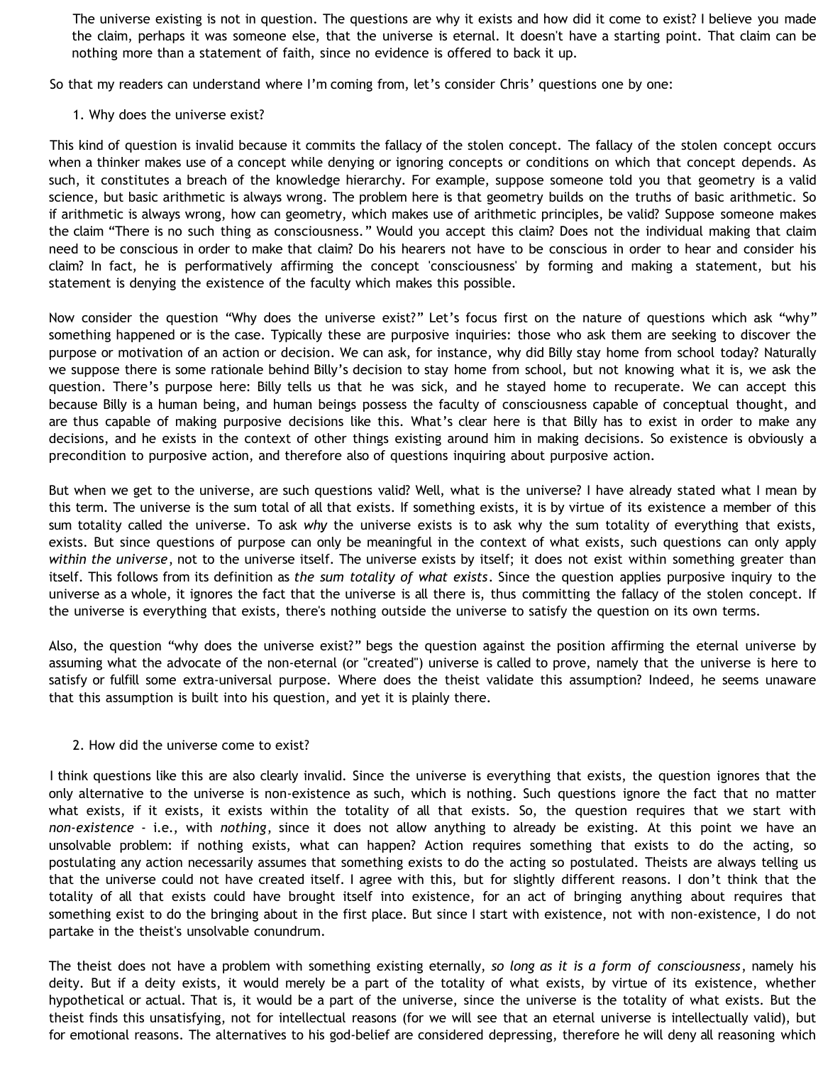> The universe existing is not in question. The questions are why it exists and how did it come to exist? I believe you made the claim, perhaps it was someone else, that the universe is eternal. It doesn't have a starting point. That claim can be nothing more than a statement of faith, since no evidence is offered to back it up.

So that my readers can understand where I'm coming from, let's consider Chris' questions one by one:

1. Why does the universe exist?

This kind of question is invalid because it commits the fallacy of the stolen concept. The fallacy of the stolen concept occurs when a thinker makes use of a concept while denying or ignoring concepts or conditions on which that concept depends. As such, it constitutes a breach of the knowledge hierarchy. For example, suppose someone told you that geometry is a valid science, but basic arithmetic is always wrong. The problem here is that geometry builds on the truths of basic arithmetic. So if arithmetic is always wrong, how can geometry, which makes use of arithmetic principles, be valid? Suppose someone makes the claim "There is no such thing as consciousness." Would you accept this claim? Does not the individual making that claim need to be conscious in order to make that claim? Do his hearers not have to be conscious in order to hear and consider his claim? In fact, he is performatively affirming the concept 'consciousness' by forming and making a statement, but his statement is denying the existence of the faculty which makes this possible.

Now consider the question "Why does the universe exist?" Let's focus first on the nature of questions which ask "why" something happened or is the case. Typically these are purposive inquiries: those who ask them are seeking to discover the purpose or motivation of an action or decision. We can ask, for instance, why did Billy stay home from school today? Naturally we suppose there is some rationale behind Billy's decision to stay home from school, but not knowing what it is, we ask the question. There's purpose here: Billy tells us that he was sick, and he stayed home to recuperate. We can accept this because Billy is a human being, and human beings possess the faculty of consciousness capable of conceptual thought, and are thus capable of making purposive decisions like this. What's clear here is that Billy has to exist in order to make any decisions, and he exists in the context of other things existing around him in making decisions. So existence is obviously a precondition to purposive action, and therefore also of questions inquiring about purposive action.

But when we get to the universe, are such questions valid? Well, what is the universe? I have already stated what I mean by this term. The universe is the sum total of all that exists. If something exists, it is by virtue of its existence a member of this sum totality called the universe. To ask *why* the universe exists is to ask why the sum totality of everything that exists, exists. But since questions of purpose can only be meaningful in the context of what exists, such questions can only apply *within the universe*, not to the universe itself. The universe exists by itself; it does not exist within something greater than itself. This follows from its definition as *the sum totality of what exists*. Since the question applies purposive inquiry to the universe as a whole, it ignores the fact that the universe is all there is, thus committing the fallacy of the stolen concept. If the universe is everything that exists, there's nothing outside the universe to satisfy the question on its own terms.

Also, the question "why does the universe exist?" begs the question against the position affirming the eternal universe by assuming what the advocate of the non-eternal (or "created") universe is called to prove, namely that the universe is here to satisfy or fulfill some extra-universal purpose. Where does the theist validate this assumption? Indeed, he seems unaware that this assumption is built into his question, and yet it is plainly there.

2. How did the universe come to exist?

I think questions like this are also clearly invalid. Since the universe is everything that exists, the question ignores that the only alternative to the universe is non-existence as such, which is nothing. Such questions ignore the fact that no matter what exists, if it exists, it exists within the totality of all that exists. So, the question requires that we start with *non-existence* - i.e., with *nothing*, since it does not allow anything to already be existing. At this point we have an unsolvable problem: if nothing exists, what can happen? Action requires something that exists to do the acting, so postulating any action necessarily assumes that something exists to do the acting so postulated. Theists are always telling us that the universe could not have created itself. I agree with this, but for slightly different reasons. I don't think that the totality of all that exists could have brought itself into existence, for an act of bringing anything about requires that something exist to do the bringing about in the first place. But since I start with existence, not with non-existence, I do not partake in the theist's unsolvable conundrum.

The theist does not have a problem with something existing eternally, *so long as it is a form of consciousness*, namely his deity. But if a deity exists, it would merely be a part of the totality of what exists, by virtue of its existence, whether hypothetical or actual. That is, it would be a part of the universe, since the universe is the totality of what exists. But the theist finds this unsatisfying, not for intellectual reasons (for we will see that an eternal universe is intellectually valid), but for emotional reasons. The alternatives to his god-belief are considered depressing, therefore he will deny all reasoning which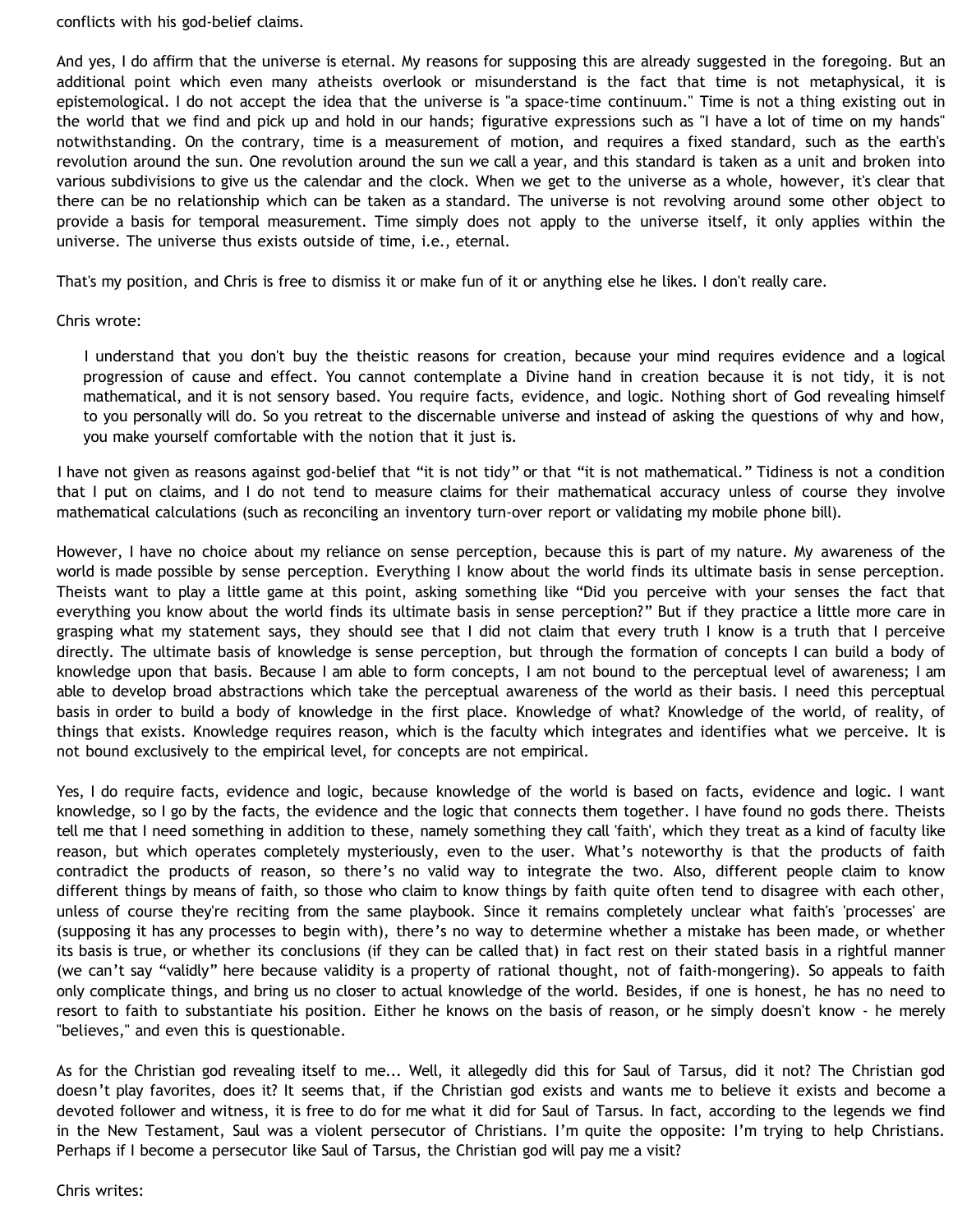conflicts with his god-belief claims.

And yes, I do affirm that the universe is eternal. My reasons for supposing this are already suggested in the foregoing. But an additional point which even many atheists overlook or misunderstand is the fact that time is not metaphysical, it is epistemological. I do not accept the idea that the universe is "a space-time continuum." Time is not a thing existing out in the world that we find and pick up and hold in our hands; figurative expressions such as "I have a lot of time on my hands" notwithstanding. On the contrary, time is a measurement of motion, and requires a fixed standard, such as the earth's revolution around the sun. One revolution around the sun we call a year, and this standard is taken as a unit and broken into various subdivisions to give us the calendar and the clock. When we get to the universe as a whole, however, it's clear that there can be no relationship which can be taken as a standard. The universe is not revolving around some other object to provide a basis for temporal measurement. Time simply does not apply to the universe itself, it only applies within the universe. The universe thus exists outside of time, i.e., eternal.

That's my position, and Chris is free to dismiss it or make fun of it or anything else he likes. I don't really care.

Chris wrote:

> I understand that you don't buy the theistic reasons for creation, because your mind requires evidence and a logical progression of cause and effect. You cannot contemplate a Divine hand in creation because it is not tidy, it is not mathematical, and it is not sensory based. You require facts, evidence, and logic. Nothing short of God revealing himself to you personally will do. So you retreat to the discernable universe and instead of asking the questions of why and how, you make yourself comfortable with the notion that it just is.

I have not given as reasons against god-belief that “it is not tidy” or that “it is not mathematical.” Tidiness is not a condition that I put on claims, and I do not tend to measure claims for their mathematical accuracy unless of course they involve mathematical calculations (such as reconciling an inventory turn-over report or validating my mobile phone bill).

However, I have no choice about my reliance on sense perception, because this is part of my nature. My awareness of the world is made possible by sense perception. Everything I know about the world finds its ultimate basis in sense perception. Theists want to play a little game at this point, asking something like “Did you perceive with your senses the fact that everything you know about the world finds its ultimate basis in sense perception?” But if they practice a little more care in grasping what my statement says, they should see that I did not claim that every truth I know is a truth that I perceive directly. The ultimate basis of knowledge is sense perception, but through the formation of concepts I can build a body of knowledge upon that basis. Because I am able to form concepts, I am not bound to the perceptual level of awareness; I am able to develop broad abstractions which take the perceptual awareness of the world as their basis. I need this perceptual basis in order to build a body of knowledge in the first place. Knowledge of what? Knowledge of the world, of reality, of things that exists. Knowledge requires reason, which is the faculty which integrates and identifies what we perceive. It is not bound exclusively to the empirical level, for concepts are not empirical.

Yes, I do require facts, evidence and logic, because knowledge of the world is based on facts, evidence and logic. I want knowledge, so I go by the facts, the evidence and the logic that connects them together. I have found no gods there. Theists tell me that I need something in addition to these, namely something they call 'faith', which they treat as a kind of faculty like reason, but which operates completely mysteriously, even to the user. What’s noteworthy is that the products of faith contradict the products of reason, so there’s no valid way to integrate the two. Also, different people claim to know different things by means of faith, so those who claim to know things by faith quite often tend to disagree with each other, unless of course they're reciting from the same playbook. Since it remains completely unclear what faith's 'processes' are (supposing it has any processes to begin with), there’s no way to determine whether a mistake has been made, or whether its basis is true, or whether its conclusions (if they can be called that) in fact rest on their stated basis in a rightful manner (we can’t say “validly” here because validity is a property of rational thought, not of faith-mongering). So appeals to faith only complicate things, and bring us no closer to actual knowledge of the world. Besides, if one is honest, he has no need to resort to faith to substantiate his position. Either he knows on the basis of reason, or he simply doesn't know - he merely "believes," and even this is questionable.

As for the Christian god revealing itself to me... Well, it allegedly did this for Saul of Tarsus, did it not? The Christian god doesn’t play favorites, does it? It seems that, if the Christian god exists and wants me to believe it exists and become a devoted follower and witness, it is free to do for me what it did for Saul of Tarsus. In fact, according to the legends we find in the New Testament, Saul was a violent persecutor of Christians. I’m quite the opposite: I’m trying to help Christians. Perhaps if I become a persecutor like Saul of Tarsus, the Christian god will pay me a visit?

Chris writes: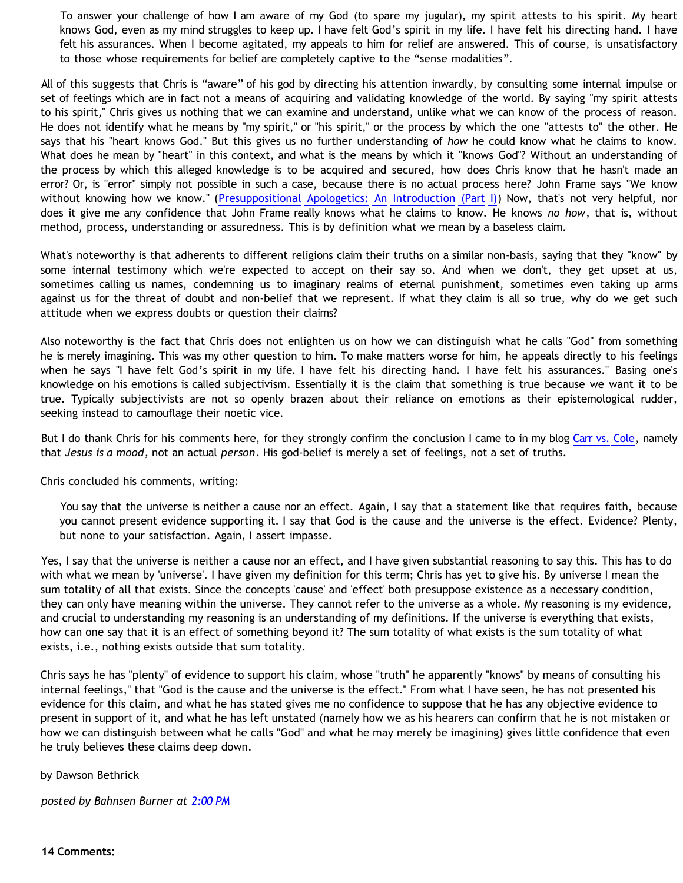> To answer your challenge of how I am aware of my God (to spare my jugular), my spirit attests to his spirit. My heart knows God, even as my mind struggles to keep up. I have felt God's spirit in my life. I have felt his directing hand. I have felt his assurances. When I become agitated, my appeals to him for relief are answered. This of course, is unsatisfactory to those whose requirements for belief are completely captive to the "sense modalities".

All of this suggests that Chris is "aware" of his god by directing his attention inwardly, by consulting some internal impulse or set of feelings which are in fact not a means of acquiring and validating knowledge of the world. By saying "my spirit attests to his spirit," Chris gives us nothing that we can examine and understand, unlike what we can know of the process of reason. He does not identify what he means by "my spirit," or "his spirit," or the process by which the one "attests to" the other. He says that his "heart knows God." But this gives us no further understanding of *how* he could know what he claims to know. What does he mean by "heart" in this context, and what is the means by which it "knows God"? Without an understanding of the process by which this alleged knowledge is to be acquired and secured, how does Chris know that he hasn't made an error? Or, is "error" simply not possible in such a case, because there is no actual process here? John Frame says "We know without knowing how we know." (Presuppositional Apologetics: An Introduction (Part I)) Now, that's not very helpful, nor does it give me any confidence that John Frame really knows what he claims to know. He knows *no how*, that is, without method, process, understanding or assuredness. This is by definition what we mean by a baseless claim.

What's noteworthy is that adherents to different religions claim their truths on a similar non-basis, saying that they "know" by some internal testimony which we're expected to accept on their say so. And when we don't, they get upset at us, sometimes calling us names, condemning us to imaginary realms of eternal punishment, sometimes even taking up arms against us for the threat of doubt and non-belief that we represent. If what they claim is all so true, why do we get such attitude when we express doubts or question their claims?

Also noteworthy is the fact that Chris does not enlighten us on how we can distinguish what he calls "God" from something he is merely imagining. This was my other question to him. To make matters worse for him, he appeals directly to his feelings when he says "I have felt God's spirit in my life. I have felt his directing hand. I have felt his assurances." Basing one's knowledge on his emotions is called subjectivism. Essentially it is the claim that something is true because we want it to be true. Typically subjectivists are not so openly brazen about their reliance on emotions as their epistemological rudder, seeking instead to camouflage their noetic vice.

But I do thank Chris for his comments here, for they strongly confirm the conclusion I came to in my blog Carr vs. Cole, namely that *Jesus is a mood*, not an actual *person*. His god-belief is merely a set of feelings, not a set of truths.

Chris concluded his comments, writing:

> You say that the universe is neither a cause nor an effect. Again, I say that a statement like that requires faith, because you cannot present evidence supporting it. I say that God is the cause and the universe is the effect. Evidence? Plenty, but none to your satisfaction. Again, I assert impasse.

Yes, I say that the universe is neither a cause nor an effect, and I have given substantial reasoning to say this. This has to do with what we mean by 'universe'. I have given my definition for this term; Chris has yet to give his. By universe I mean the sum totality of all that exists. Since the concepts 'cause' and 'effect' both presuppose existence as a necessary condition, they can only have meaning within the universe. They cannot refer to the universe as a whole. My reasoning is my evidence, and crucial to understanding my reasoning is an understanding of my definitions. If the universe is everything that exists, how can one say that it is an effect of something beyond it? The sum totality of what exists is the sum totality of what exists, i.e., nothing exists outside that sum totality.

Chris says he has "plenty" of evidence to support his claim, whose "truth" he apparently "knows" by means of consulting his internal feelings," that "God is the cause and the universe is the effect." From what I have seen, he has not presented his evidence for this claim, and what he has stated gives me no confidence to suppose that he has any objective evidence to present in support of it, and what he has left unstated (namely how we as his hearers can confirm that he is not mistaken or how we can distinguish between what he calls "God" and what he may merely be imagining) gives little confidence that even he truly believes these claims deep down.

by Dawson Bethrick

*posted by Bahnsen Burner at 2:00 PM*

**14 Comments:**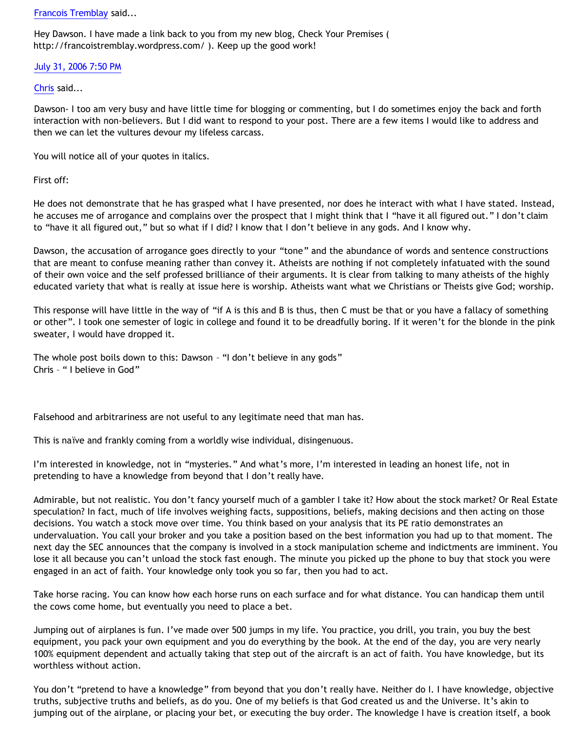Francois Tremblay said...

Hey Dawson. I have made a link back to you from my new blog, Check Your Premises ( http://francoistremblay.wordpress.com/ ). Keep up the good work!

July 31, 2006 7:50 PM

Chris said...

Dawson- I too am very busy and have little time for blogging or commenting, but I do sometimes enjoy the back and forth interaction with non-believers. But I did want to respond to your post. There are a few items I would like to address and then we can let the vultures devour my lifeless carcass.

You will notice all of your quotes in italics.

First off:

He does not demonstrate that he has grasped what I have presented, nor does he interact with what I have stated. Instead, he accuses me of arrogance and complains over the prospect that I might think that I "have it all figured out." I don't claim to "have it all figured out," but so what if I did? I know that I don't believe in any gods. And I know why.

Dawson, the accusation of arrogance goes directly to your "tone" and the abundance of words and sentence constructions that are meant to confuse meaning rather than convey it. Atheists are nothing if not completely infatuated with the sound of their own voice and the self professed brilliance of their arguments. It is clear from talking to many atheists of the highly educated variety that what is really at issue here is worship. Atheists want what we Christians or Theists give God; worship.

This response will have little in the way of "if A is this and B is thus, then C must be that or you have a fallacy of something or other". I took one semester of logic in college and found it to be dreadfully boring. If it weren't for the blonde in the pink sweater, I would have dropped it.

The whole post boils down to this: Dawson – "I don't believe in any gods"
Chris – " I believe in God"

Falsehood and arbitrariness are not useful to any legitimate need that man has.

This is naïve and frankly coming from a worldly wise individual, disingenuous.

I'm interested in knowledge, not in "mysteries." And what's more, I'm interested in leading an honest life, not in pretending to have a knowledge from beyond that I don't really have.

Admirable, but not realistic. You don't fancy yourself much of a gambler I take it? How about the stock market? Or Real Estate speculation? In fact, much of life involves weighing facts, suppositions, beliefs, making decisions and then acting on those decisions. You watch a stock move over time. You think based on your analysis that its PE ratio demonstrates an undervaluation. You call your broker and you take a position based on the best information you had up to that moment. The next day the SEC announces that the company is involved in a stock manipulation scheme and indictments are imminent. You lose it all because you can't unload the stock fast enough. The minute you picked up the phone to buy that stock you were engaged in an act of faith. Your knowledge only took you so far, then you had to act.

Take horse racing. You can know how each horse runs on each surface and for what distance. You can handicap them until the cows come home, but eventually you need to place a bet.

Jumping out of airplanes is fun. I've made over 500 jumps in my life. You practice, you drill, you train, you buy the best equipment, you pack your own equipment and you do everything by the book. At the end of the day, you are very nearly 100% equipment dependent and actually taking that step out of the aircraft is an act of faith. You have knowledge, but its worthless without action.

You don't "pretend to have a knowledge" from beyond that you don't really have. Neither do I. I have knowledge, objective truths, subjective truths and beliefs, as do you. One of my beliefs is that God created us and the Universe. It's akin to jumping out of the airplane, or placing your bet, or executing the buy order. The knowledge I have is creation itself, a book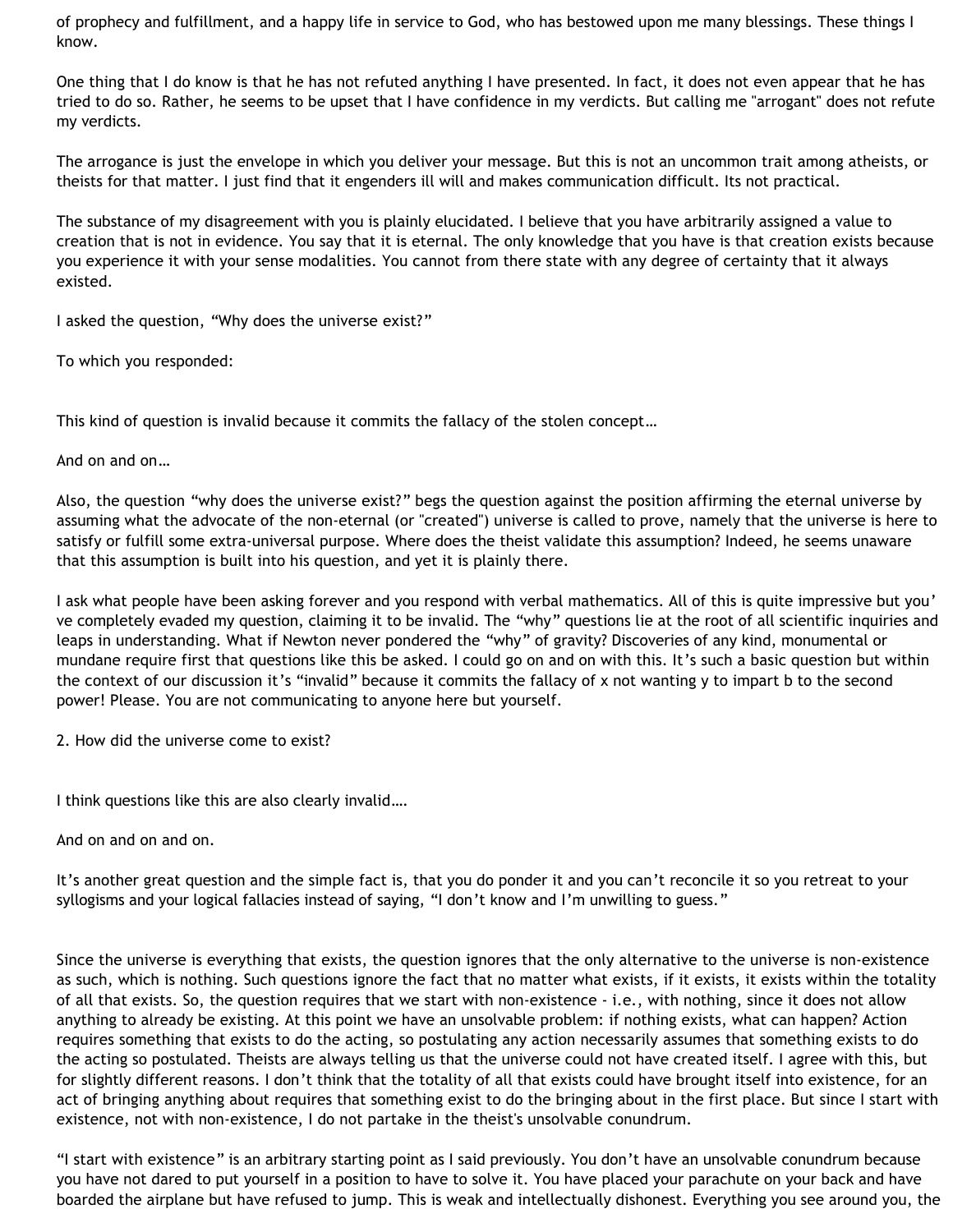of prophecy and fulfillment, and a happy life in service to God, who has bestowed upon me many blessings. These things I know.

One thing that I do know is that he has not refuted anything I have presented. In fact, it does not even appear that he has tried to do so. Rather, he seems to be upset that I have confidence in my verdicts. But calling me "arrogant" does not refute my verdicts.

The arrogance is just the envelope in which you deliver your message. But this is not an uncommon trait among atheists, or theists for that matter. I just find that it engenders ill will and makes communication difficult. Its not practical.

The substance of my disagreement with you is plainly elucidated. I believe that you have arbitrarily assigned a value to creation that is not in evidence. You say that it is eternal. The only knowledge that you have is that creation exists because you experience it with your sense modalities. You cannot from there state with any degree of certainty that it always existed.

I asked the question, “Why does the universe exist?”

To which you responded:

This kind of question is invalid because it commits the fallacy of the stolen concept…

And on and on…

Also, the question “why does the universe exist?” begs the question against the position affirming the eternal universe by assuming what the advocate of the non-eternal (or "created") universe is called to prove, namely that the universe is here to satisfy or fulfill some extra-universal purpose. Where does the theist validate this assumption? Indeed, he seems unaware that this assumption is built into his question, and yet it is plainly there.

I ask what people have been asking forever and you respond with verbal mathematics. All of this is quite impressive but you’ve completely evaded my question, claiming it to be invalid. The “why” questions lie at the root of all scientific inquiries and leaps in understanding. What if Newton never pondered the “why” of gravity? Discoveries of any kind, monumental or mundane require first that questions like this be asked. I could go on and on with this. It’s such a basic question but within the context of our discussion it’s “invalid” because it commits the fallacy of x not wanting y to impart b to the second power! Please. You are not communicating to anyone here but yourself.

2. How did the universe come to exist?

I think questions like this are also clearly invalid….

And on and on and on.

It’s another great question and the simple fact is, that you do ponder it and you can’t reconcile it so you retreat to your syllogisms and your logical fallacies instead of saying, “I don’t know and I’m unwilling to guess.”

Since the universe is everything that exists, the question ignores that the only alternative to the universe is non-existence as such, which is nothing. Such questions ignore the fact that no matter what exists, if it exists, it exists within the totality of all that exists. So, the question requires that we start with non-existence - i.e., with nothing, since it does not allow anything to already be existing. At this point we have an unsolvable problem: if nothing exists, what can happen? Action requires something that exists to do the acting, so postulating any action necessarily assumes that something exists to do the acting so postulated. Theists are always telling us that the universe could not have created itself. I agree with this, but for slightly different reasons. I don’t think that the totality of all that exists could have brought itself into existence, for an act of bringing anything about requires that something exist to do the bringing about in the first place. But since I start with existence, not with non-existence, I do not partake in the theist's unsolvable conundrum.

“I start with existence” is an arbitrary starting point as I said previously. You don’t have an unsolvable conundrum because you have not dared to put yourself in a position to have to solve it. You have placed your parachute on your back and have boarded the airplane but have refused to jump. This is weak and intellectually dishonest. Everything you see around you, the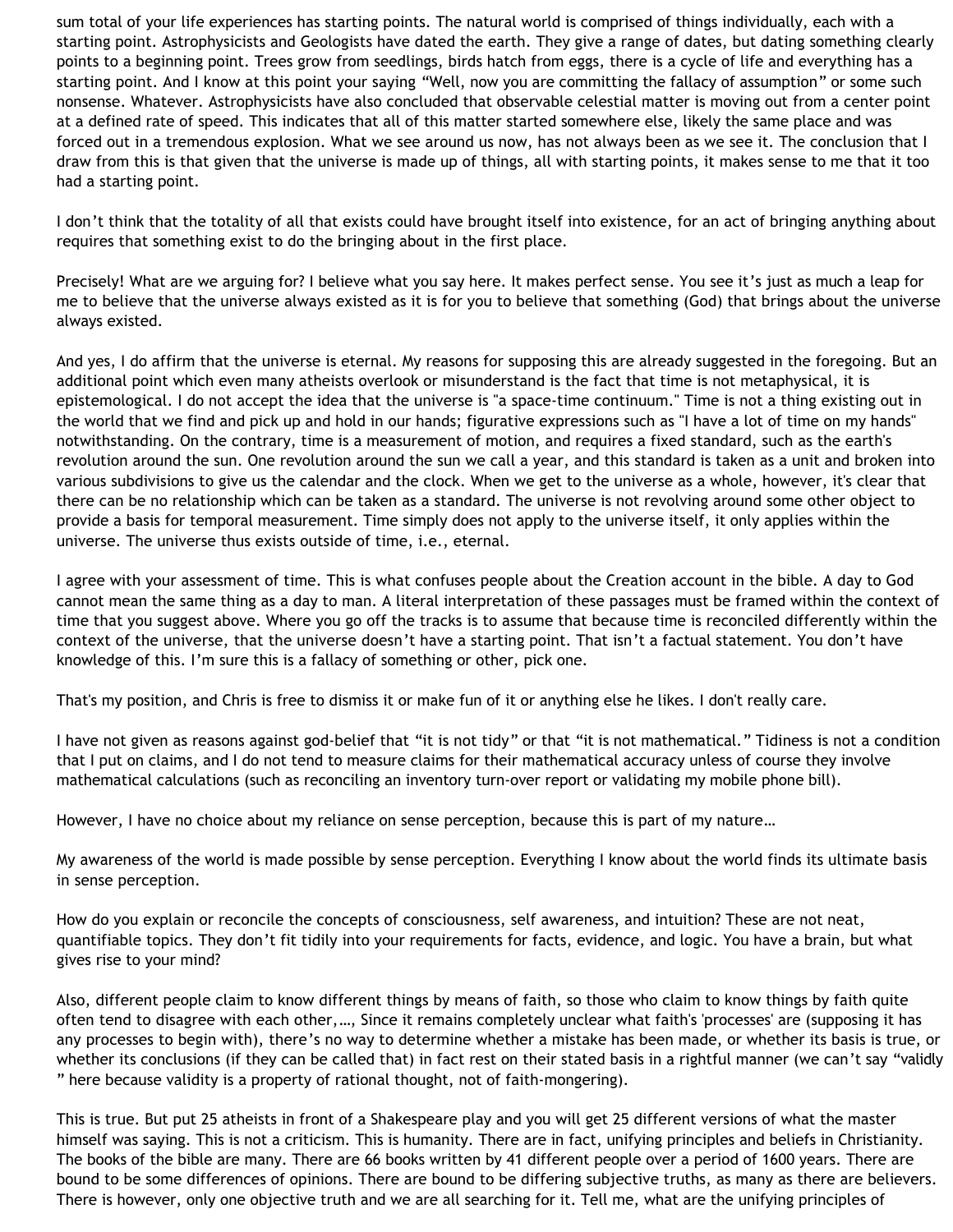sum total of your life experiences has starting points. The natural world is comprised of things individually, each with a starting point. Astrophysicists and Geologists have dated the earth. They give a range of dates, but dating something clearly points to a beginning point. Trees grow from seedlings, birds hatch from eggs, there is a cycle of life and everything has a starting point. And I know at this point your saying "Well, now you are committing the fallacy of assumption" or some such nonsense. Whatever. Astrophysicists have also concluded that observable celestial matter is moving out from a center point at a defined rate of speed. This indicates that all of this matter started somewhere else, likely the same place and was forced out in a tremendous explosion. What we see around us now, has not always been as we see it. The conclusion that I draw from this is that given that the universe is made up of things, all with starting points, it makes sense to me that it too had a starting point.

I don't think that the totality of all that exists could have brought itself into existence, for an act of bringing anything about requires that something exist to do the bringing about in the first place.

Precisely! What are we arguing for? I believe what you say here. It makes perfect sense. You see it's just as much a leap for me to believe that the universe always existed as it is for you to believe that something (God) that brings about the universe always existed.

And yes, I do affirm that the universe is eternal. My reasons for supposing this are already suggested in the foregoing. But an additional point which even many atheists overlook or misunderstand is the fact that time is not metaphysical, it is epistemological. I do not accept the idea that the universe is "a space-time continuum." Time is not a thing existing out in the world that we find and pick up and hold in our hands; figurative expressions such as "I have a lot of time on my hands" notwithstanding. On the contrary, time is a measurement of motion, and requires a fixed standard, such as the earth's revolution around the sun. One revolution around the sun we call a year, and this standard is taken as a unit and broken into various subdivisions to give us the calendar and the clock. When we get to the universe as a whole, however, it's clear that there can be no relationship which can be taken as a standard. The universe is not revolving around some other object to provide a basis for temporal measurement. Time simply does not apply to the universe itself, it only applies within the universe. The universe thus exists outside of time, i.e., eternal.

I agree with your assessment of time. This is what confuses people about the Creation account in the bible. A day to God cannot mean the same thing as a day to man. A literal interpretation of these passages must be framed within the context of time that you suggest above. Where you go off the tracks is to assume that because time is reconciled differently within the context of the universe, that the universe doesn't have a starting point. That isn't a factual statement. You don't have knowledge of this. I'm sure this is a fallacy of something or other, pick one.

That's my position, and Chris is free to dismiss it or make fun of it or anything else he likes. I don't really care.

I have not given as reasons against god-belief that "it is not tidy" or that "it is not mathematical." Tidiness is not a condition that I put on claims, and I do not tend to measure claims for their mathematical accuracy unless of course they involve mathematical calculations (such as reconciling an inventory turn-over report or validating my mobile phone bill).

However, I have no choice about my reliance on sense perception, because this is part of my nature…

My awareness of the world is made possible by sense perception. Everything I know about the world finds its ultimate basis in sense perception.

How do you explain or reconcile the concepts of consciousness, self awareness, and intuition? These are not neat, quantifiable topics. They don't fit tidily into your requirements for facts, evidence, and logic. You have a brain, but what gives rise to your mind?

Also, different people claim to know different things by means of faith, so those who claim to know things by faith quite often tend to disagree with each other,…, Since it remains completely unclear what faith's 'processes' are (supposing it has any processes to begin with), there's no way to determine whether a mistake has been made, or whether its basis is true, or whether its conclusions (if they can be called that) in fact rest on their stated basis in a rightful manner (we can't say "validly" here because validity is a property of rational thought, not of faith-mongering).

This is true. But put 25 atheists in front of a Shakespeare play and you will get 25 different versions of what the master himself was saying. This is not a criticism. This is humanity. There are in fact, unifying principles and beliefs in Christianity. The books of the bible are many. There are 66 books written by 41 different people over a period of 1600 years. There are bound to be some differences of opinions. There are bound to be differing subjective truths, as many as there are believers. There is however, only one objective truth and we are all searching for it. Tell me, what are the unifying principles of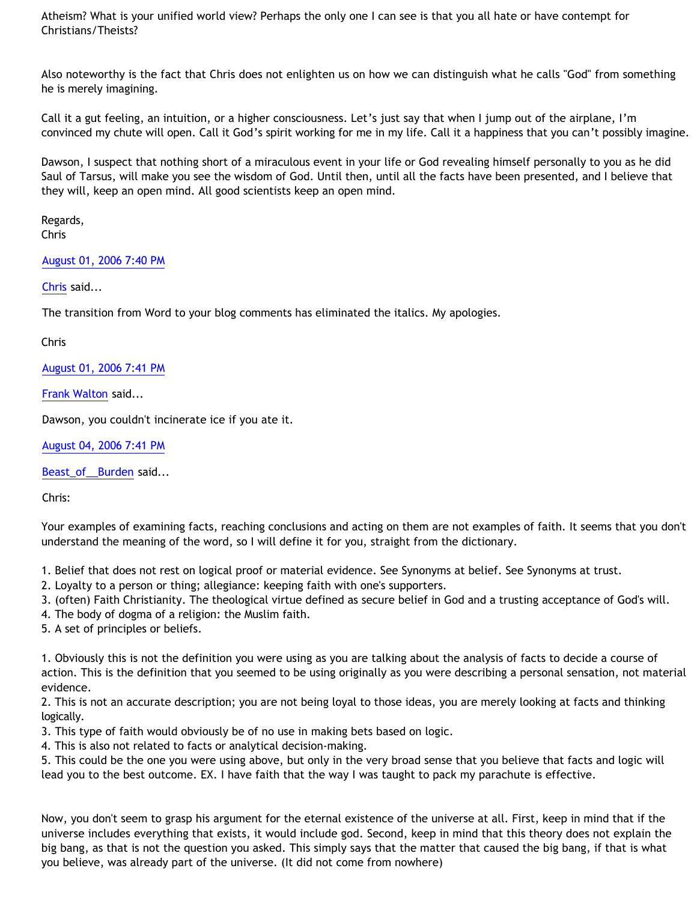Atheism? What is your unified world view? Perhaps the only one I can see is that you all hate or have contempt for Christians/Theists?

Also noteworthy is the fact that Chris does not enlighten us on how we can distinguish what he calls "God" from something he is merely imagining.

Call it a gut feeling, an intuition, or a higher consciousness. Let's just say that when I jump out of the airplane, I'm convinced my chute will open. Call it God's spirit working for me in my life. Call it a happiness that you can't possibly imagine.

Dawson, I suspect that nothing short of a miraculous event in your life or God revealing himself personally to you as he did Saul of Tarsus, will make you see the wisdom of God. Until then, until all the facts have been presented, and I believe that they will, keep an open mind. All good scientists keep an open mind.

Regards,
Chris

August 01, 2006 7:40 PM

Chris said...

The transition from Word to your blog comments has eliminated the italics. My apologies.

Chris

August 01, 2006 7:41 PM

Frank Walton said...

Dawson, you couldn't incinerate ice if you ate it.

August 04, 2006 7:41 PM

Beast_of__Burden said...

Chris:

Your examples of examining facts, reaching conclusions and acting on them are not examples of faith. It seems that you don't understand the meaning of the word, so I will define it for you, straight from the dictionary.

1. Belief that does not rest on logical proof or material evidence. See Synonyms at belief. See Synonyms at trust.
2. Loyalty to a person or thing; allegiance: keeping faith with one's supporters.
3. (often) Faith Christianity. The theological virtue defined as secure belief in God and a trusting acceptance of God's will.
4. The body of dogma of a religion: the Muslim faith.
5. A set of principles or beliefs.

1. Obviously this is not the definition you were using as you are talking about the analysis of facts to decide a course of action. This is the definition that you seemed to be using originally as you were describing a personal sensation, not material evidence.
2. This is not an accurate description; you are not being loyal to those ideas, you are merely looking at facts and thinking logically.
3. This type of faith would obviously be of no use in making bets based on logic.
4. This is also not related to facts or analytical decision-making.
5. This could be the one you were using above, but only in the very broad sense that you believe that facts and logic will lead you to the best outcome. EX. I have faith that the way I was taught to pack my parachute is effective.

Now, you don't seem to grasp his argument for the eternal existence of the universe at all. First, keep in mind that if the universe includes everything that exists, it would include god. Second, keep in mind that this theory does not explain the big bang, as that is not the question you asked. This simply says that the matter that caused the big bang, if that is what you believe, was already part of the universe. (It did not come from nowhere)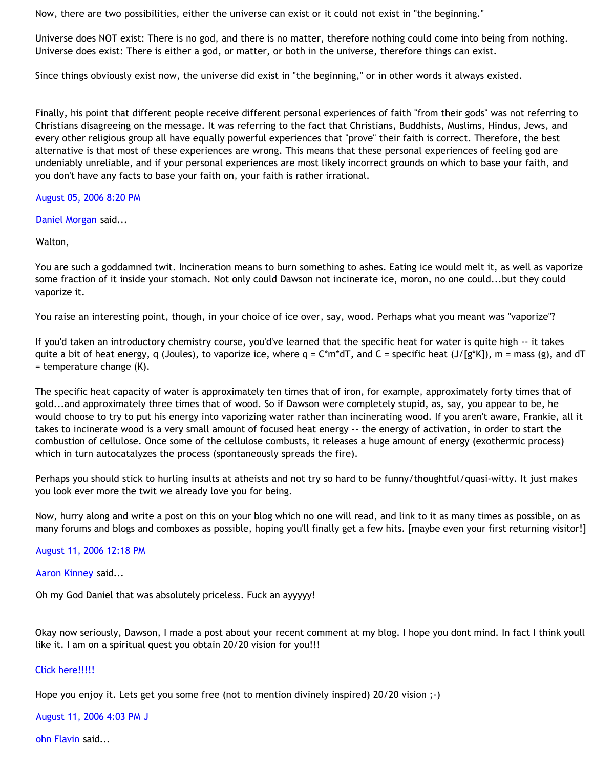Now, there are two possibilities, either the universe can exist or it could not exist in "the beginning."

Universe does NOT exist: There is no god, and there is no matter, therefore nothing could come into being from nothing.
Universe does exist: There is either a god, or matter, or both in the universe, therefore things can exist.

Since things obviously exist now, the universe did exist in "the beginning," or in other words it always existed.

Finally, his point that different people receive different personal experiences of faith "from their gods" was not referring to Christians disagreeing on the message. It was referring to the fact that Christians, Buddhists, Muslims, Hindus, Jews, and every other religious group all have equally powerful experiences that "prove" their faith is correct. Therefore, the best alternative is that most of these experiences are wrong. This means that these personal experiences of feeling god are undeniably unreliable, and if your personal experiences are most likely incorrect grounds on which to base your faith, and you don't have any facts to base your faith on, your faith is rather irrational.

August 05, 2006 8:20 PM

Daniel Morgan said...

Walton,

You are such a goddamned twit. Incineration means to burn something to ashes. Eating ice would melt it, as well as vaporize some fraction of it inside your stomach. Not only could Dawson not incinerate ice, moron, no one could...but they could vaporize it.

You raise an interesting point, though, in your choice of ice over, say, wood. Perhaps what you meant was "vaporize"?

If you'd taken an introductory chemistry course, you'd've learned that the specific heat for water is quite high -- it takes quite a bit of heat energy, q (Joules), to vaporize ice, where $q = C*m*dT$, and C = specific heat (J/[g*K]), m = mass (g), and dT = temperature change (K).

The specific heat capacity of water is approximately ten times that of iron, for example, approximately forty times that of gold...and approximately three times that of wood. So if Dawson were completely stupid, as, say, you appear to be, he would choose to try to put his energy into vaporizing water rather than incinerating wood. If you aren't aware, Frankie, all it takes to incinerate wood is a very small amount of focused heat energy -- the energy of activation, in order to start the combustion of cellulose. Once some of the cellulose combusts, it releases a huge amount of energy (exothermic process) which in turn autocatalyzes the process (spontaneously spreads the fire).

Perhaps you should stick to hurling insults at atheists and not try so hard to be funny/thoughtful/quasi-witty. It just makes you look ever more the twit we already love you for being.

Now, hurry along and write a post on this on your blog which no one will read, and link to it as many times as possible, on as many forums and blogs and comboxes as possible, hoping you'll finally get a few hits. [maybe even your first returning visitor!]

August 11, 2006 12:18 PM

Aaron Kinney said...

Oh my God Daniel that was absolutely priceless. Fuck an ayyyyy!

Okay now seriously, Dawson, I made a post about your recent comment at my blog. I hope you dont mind. In fact I think youll like it. I am on a spiritual quest you obtain 20/20 vision for you!!!

Click here!!!!!

Hope you enjoy it. Lets get you some free (not to mention divinely inspired) 20/20 vision ;-)

August 11, 2006 4:03 PM J

ohn Flavin said...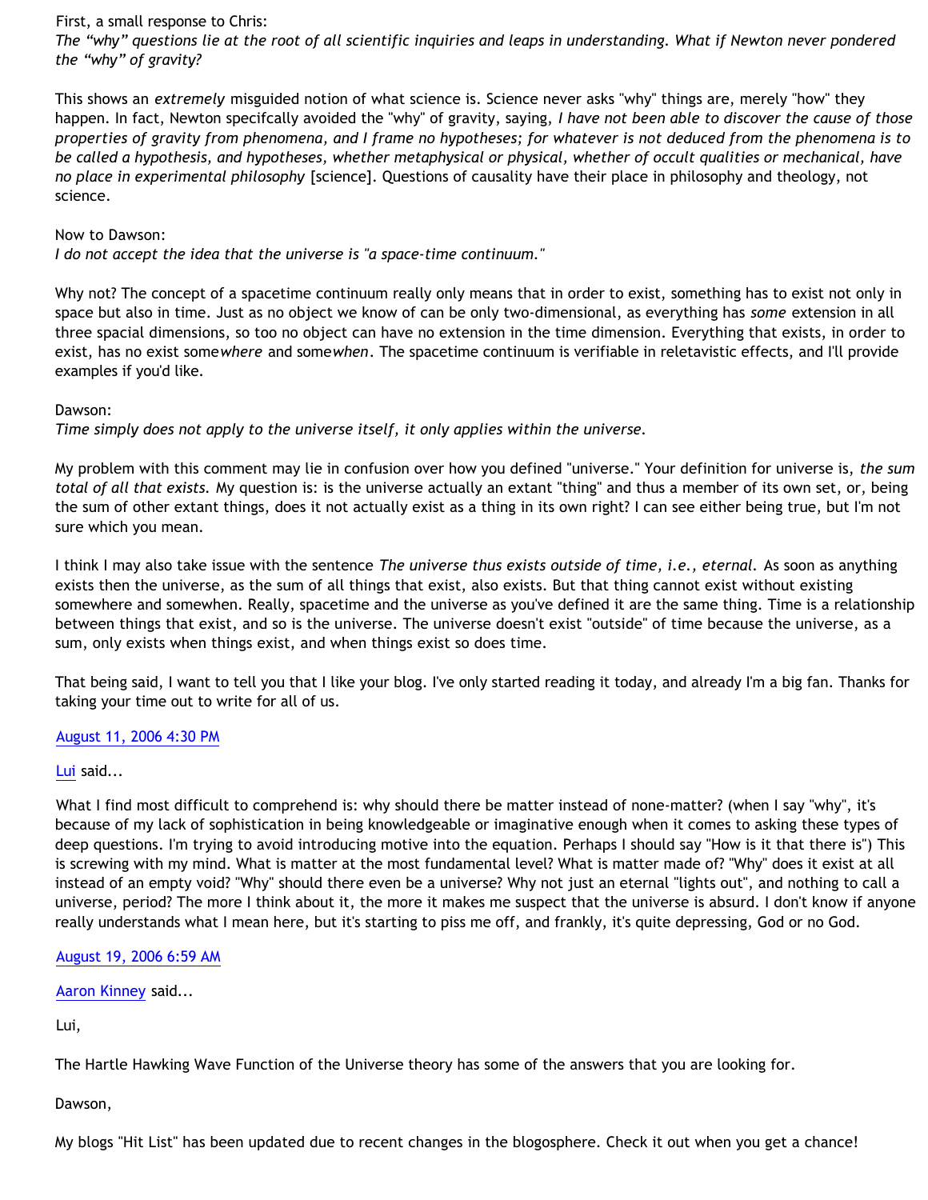First, a small response to Chris:
*The "why" questions lie at the root of all scientific inquiries and leaps in understanding. What if Newton never pondered the "why" of gravity?*

This shows an *extremely* misguided notion of what science is. Science never asks "why" things are, merely "how" they happen. In fact, Newton specifcally avoided the "why" of gravity, saying, *I have not been able to discover the cause of those properties of gravity from phenomena, and I frame no hypotheses; for whatever is not deduced from the phenomena is to be called a hypothesis, and hypotheses, whether metaphysical or physical, whether of occult qualities or mechanical, have no place in experimental philosophy* [science]. Questions of causality have their place in philosophy and theology, not science.

Now to Dawson:
*I do not accept the idea that the universe is "a space-time continuum."*

Why not? The concept of a spacetime continuum really only means that in order to exist, something has to exist not only in space but also in time. Just as no object we know of can be only two-dimensional, as everything has *some* extension in all three spacial dimensions, so too no object can have no extension in the time dimension. Everything that exists, in order to exist, has no exist some*where* and some*when*. The spacetime continuum is verifiable in reletavistic effects, and I'll provide examples if you'd like.

Dawson:
*Time simply does not apply to the universe itself, it only applies within the universe.*

My problem with this comment may lie in confusion over how you defined "universe." Your definition for universe is, *the sum total of all that exists.* My question is: is the universe actually an extant "thing" and thus a member of its own set, or, being the sum of other extant things, does it not actually exist as a thing in its own right? I can see either being true, but I'm not sure which you mean.

I think I may also take issue with the sentence *The universe thus exists outside of time, i.e., eternal.* As soon as anything exists then the universe, as the sum of all things that exist, also exists. But that thing cannot exist without existing somewhere and somewhen. Really, spacetime and the universe as you've defined it are the same thing. Time is a relationship between things that exist, and so is the universe. The universe doesn't exist "outside" of time because the universe, as a sum, only exists when things exist, and when things exist so does time.

That being said, I want to tell you that I like your blog. I've only started reading it today, and already I'm a big fan. Thanks for taking your time out to write for all of us.

August 11, 2006 4:30 PM

Lui said...

What I find most difficult to comprehend is: why should there be matter instead of none-matter? (when I say "why", it's because of my lack of sophistication in being knowledgeable or imaginative enough when it comes to asking these types of deep questions. I'm trying to avoid introducing motive into the equation. Perhaps I should say "How is it that there is") This is screwing with my mind. What is matter at the most fundamental level? What is matter made of? "Why" does it exist at all instead of an empty void? "Why" should there even be a universe? Why not just an eternal "lights out", and nothing to call a universe, period? The more I think about it, the more it makes me suspect that the universe is absurd. I don't know if anyone really understands what I mean here, but it's starting to piss me off, and frankly, it's quite depressing, God or no God.

August 19, 2006 6:59 AM

Aaron Kinney said...

Lui,

The Hartle Hawking Wave Function of the Universe theory has some of the answers that you are looking for.

Dawson,

My blogs "Hit List" has been updated due to recent changes in the blogosphere. Check it out when you get a chance!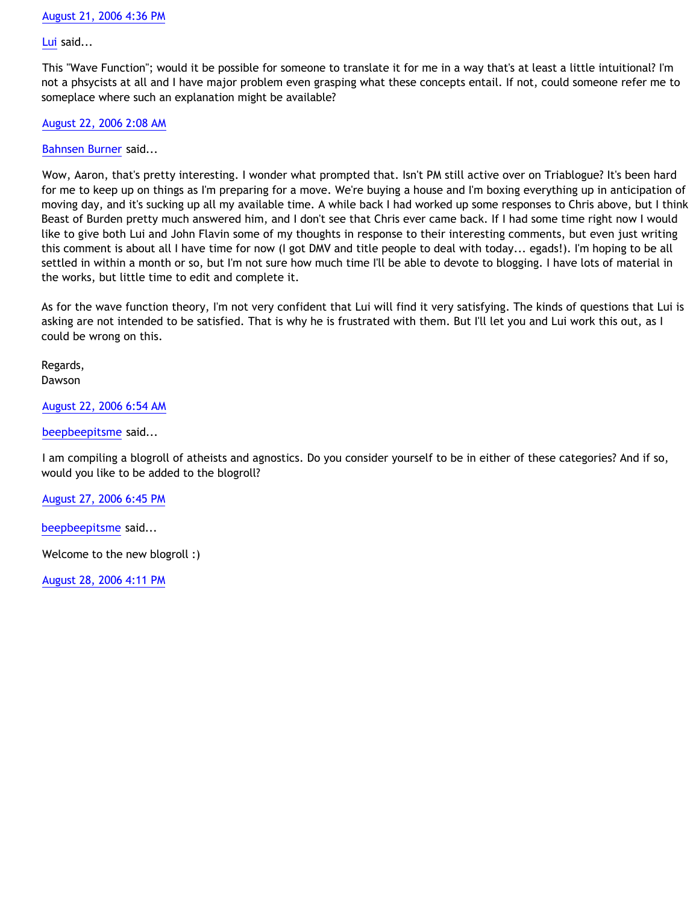August 21, 2006 4:36 PM

Lui said...

This "Wave Function"; would it be possible for someone to translate it for me in a way that's at least a little intuitional? I'm not a phsycists at all and I have major problem even grasping what these concepts entail. If not, could someone refer me to someplace where such an explanation might be available?

August 22, 2006 2:08 AM

Bahnsen Burner said...

Wow, Aaron, that's pretty interesting. I wonder what prompted that. Isn't PM still active over on Triablogue? It's been hard for me to keep up on things as I'm preparing for a move. We're buying a house and I'm boxing everything up in anticipation of moving day, and it's sucking up all my available time. A while back I had worked up some responses to Chris above, but I think Beast of Burden pretty much answered him, and I don't see that Chris ever came back. If I had some time right now I would like to give both Lui and John Flavin some of my thoughts in response to their interesting comments, but even just writing this comment is about all I have time for now (I got DMV and title people to deal with today... egads!). I'm hoping to be all settled in within a month or so, but I'm not sure how much time I'll be able to devote to blogging. I have lots of material in the works, but little time to edit and complete it.

As for the wave function theory, I'm not very confident that Lui will find it very satisfying. The kinds of questions that Lui is asking are not intended to be satisfied. That is why he is frustrated with them. But I'll let you and Lui work this out, as I could be wrong on this.

Regards,
Dawson

August 22, 2006 6:54 AM

beepbeepitsme said...

I am compiling a blogroll of atheists and agnostics. Do you consider yourself to be in either of these categories? And if so, would you like to be added to the blogroll?

August 27, 2006 6:45 PM

beepbeepitsme said...

Welcome to the new blogroll :)

August 28, 2006 4:11 PM